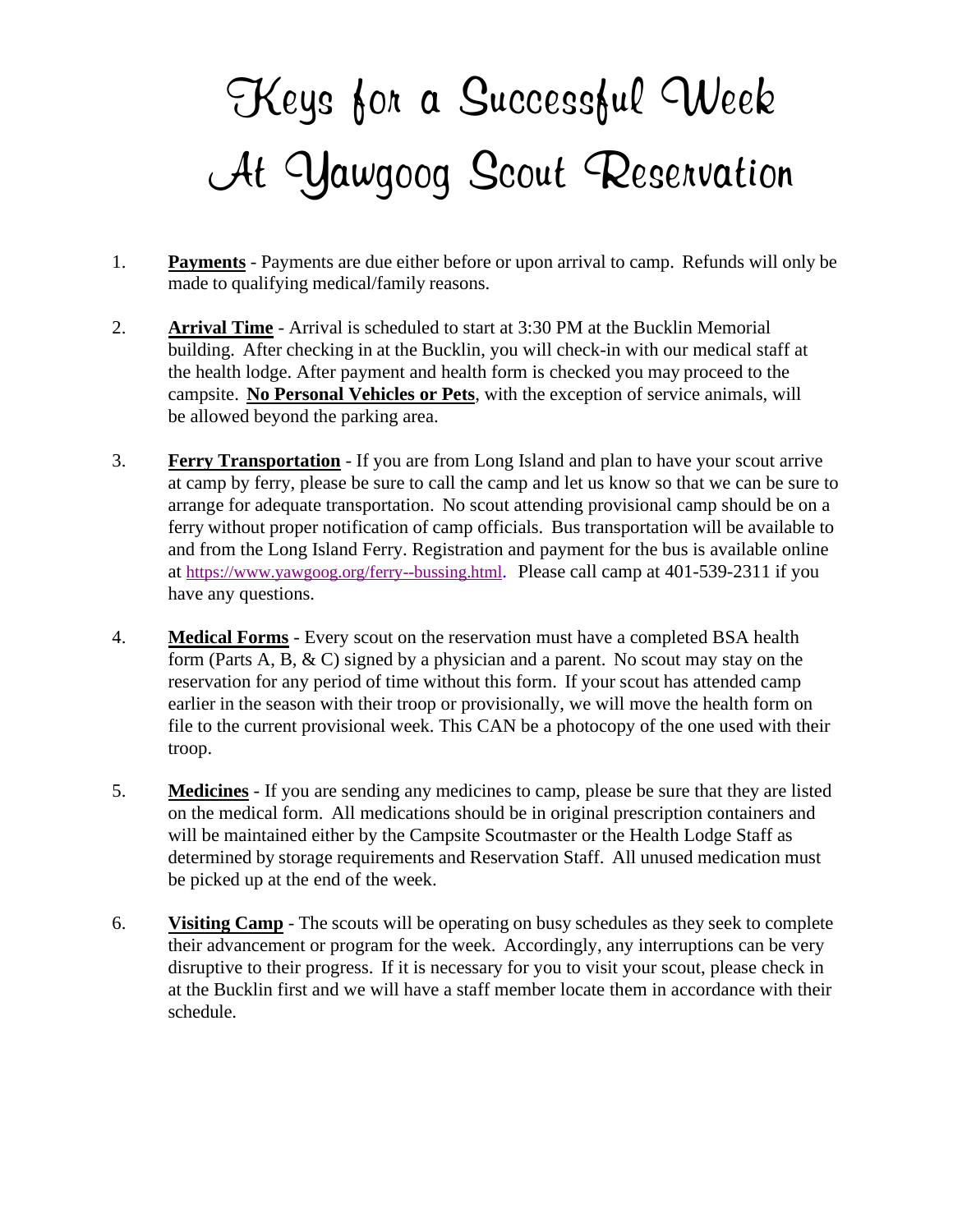# Keys for a Successful Week At Yawgoog Scout Reservation

1. **<u>Payments</u>** - Payments are due either before or upon arrival to camp. Refunds will only be made to qualifying medical/family reasons.

2. **<u>Arrival Time</u>** - Arrival is scheduled to start at 3:30 PM at the Bucklin Memorial building. After checking in at the Bucklin, you will check-in with our medical staff at the health lodge. After payment and health form is checked you may proceed to the campsite. **<u>No Personal Vehicles or Pets</u>**, with the exception of service animals, will be allowed beyond the parking area.

3. **<u>Ferry Transportation</u>** - If you are from Long Island and plan to have your scout arrive at camp by ferry, please be sure to call the camp and let us know so that we can be sure to arrange for adequate transportation. No scout attending provisional camp should be on a ferry without proper notification of camp officials. Bus transportation will be available to and from the Long Island Ferry. Registration and payment for the bus is available online at https://www.yawgoog.org/ferry--bussing.html. Please call camp at 401-539-2311 if you have any questions.

4. **<u>Medical Forms</u>** - Every scout on the reservation must have a completed BSA health form (Parts A, B, & C) signed by a physician and a parent. No scout may stay on the reservation for any period of time without this form. If your scout has attended camp earlier in the season with their troop or provisionally, we will move the health form on file to the current provisional week. This CAN be a photocopy of the one used with their troop.

5. **<u>Medicines</u>** - If you are sending any medicines to camp, please be sure that they are listed on the medical form. All medications should be in original prescription containers and will be maintained either by the Campsite Scoutmaster or the Health Lodge Staff as determined by storage requirements and Reservation Staff. All unused medication must be picked up at the end of the week.

6. **<u>Visiting Camp</u>** - The scouts will be operating on busy schedules as they seek to complete their advancement or program for the week. Accordingly, any interruptions can be very disruptive to their progress. If it is necessary for you to visit your scout, please check in at the Bucklin first and we will have a staff member locate them in accordance with their schedule.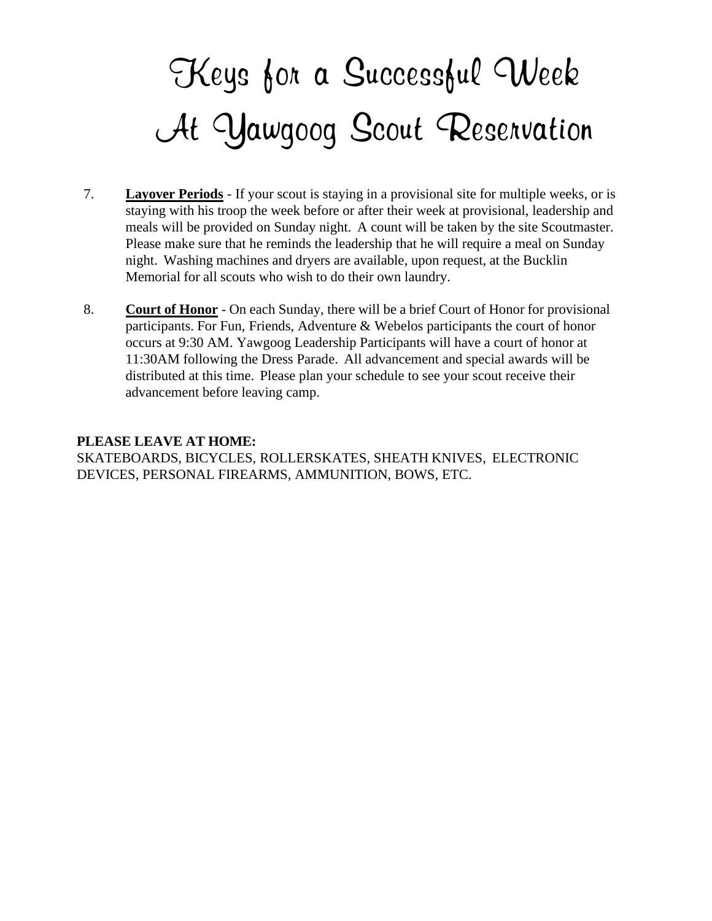# Keys for a Successful Week At Yawgoog Scout Reservation

7. **Layover Periods** - If your scout is staying in a provisional site for multiple weeks, or is staying with his troop the week before or after their week at provisional, leadership and meals will be provided on Sunday night. A count will be taken by the site Scoutmaster. Please make sure that he reminds the leadership that he will require a meal on Sunday night. Washing machines and dryers are available, upon request, at the Bucklin Memorial for all scouts who wish to do their own laundry.

8. **Court of Honor** - On each Sunday, there will be a brief Court of Honor for provisional participants. For Fun, Friends, Adventure & Webelos participants the court of honor occurs at 9:30 AM. Yawgoog Leadership Participants will have a court of honor at 11:30AM following the Dress Parade. All advancement and special awards will be distributed at this time. Please plan your schedule to see your scout receive their advancement before leaving camp.

**PLEASE LEAVE AT HOME:**
SKATEBOARDS, BICYCLES, ROLLERSKATES, SHEATH KNIVES, ELECTRONIC DEVICES, PERSONAL FIREARMS, AMMUNITION, BOWS, ETC.